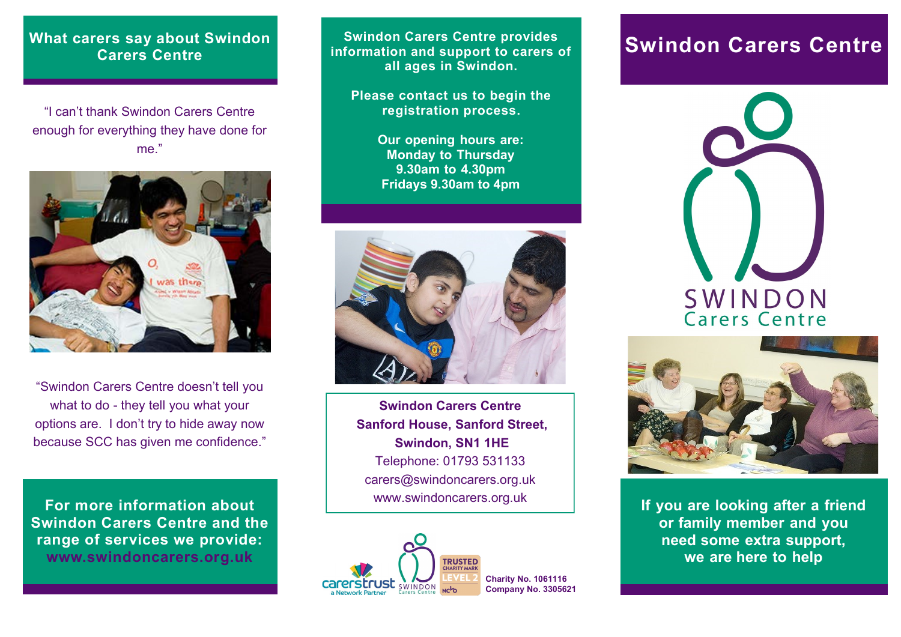## What carers say about Swindon Carers Centre

"I can't thank Swindon Carers Centre enough for everything they have done for me."

"Swindon Carers Centre doesn't tell you what to do - they tell you what your options are. I don't try to hide away now because SCC has given me confidence."

**For more information about Swindon Carers Centre and the range of services we provide: www.swindoncarers.org.uk**

**Swindon Carers Centre provides information and support to carers of all ages in Swindon.**

**Please contact us to begin the registration process.**

**Our opening hours are:**
**Monday to Thursday**
**9.30am to 4.30pm**
**Fridays 9.30am to 4pm**

**Swindon Carers Centre**
**Sanford House, Sanford Street,**
**Swindon, SN1 1HE**
Telephone: 01793 531133
carers@swindoncarers.org.uk
www.swindoncarers.org.uk

carerstrust a Network Partner

SWINDON Carers Centre

TRUSTED CHARITY MARK LEVEL 2 NCVO

**Charity No. 1061116**
**Company No. 3305621**

# Swindon Carers Centre

SWINDON
Carers Centre

**If you are looking after a friend or family member and you need some extra support, we are here to help**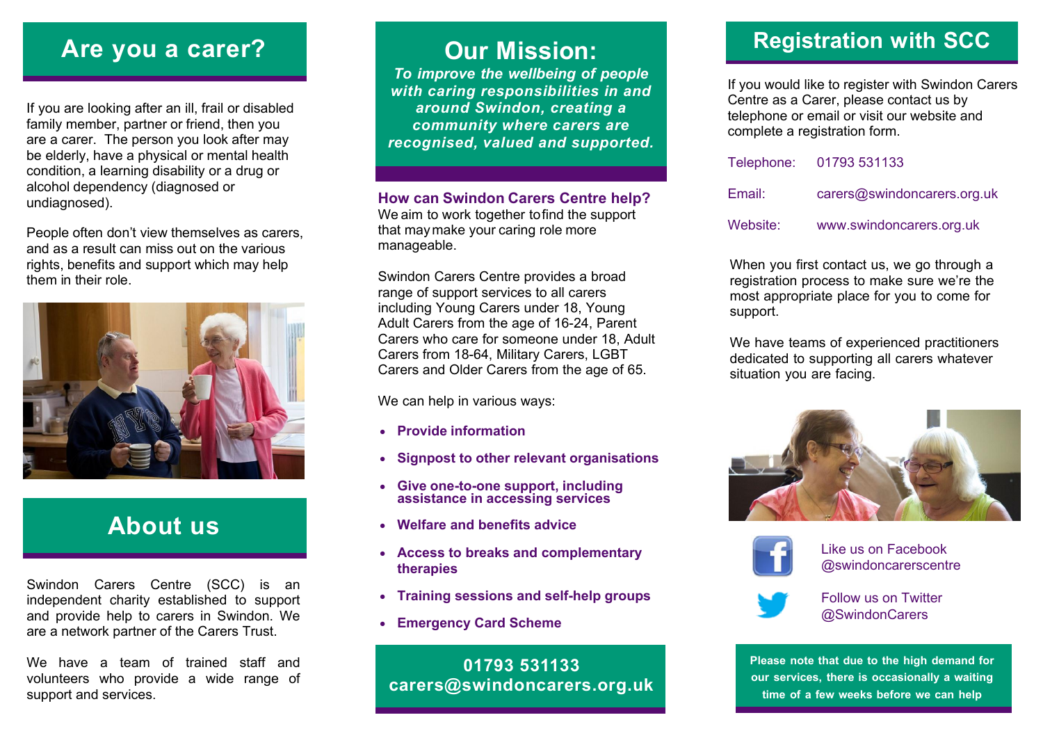# Are you a carer?

If you are looking after an ill, frail or disabled family member, partner or friend, then you are a carer. The person you look after may be elderly, have a physical or mental health condition, a learning disability or a drug or alcohol dependency (diagnosed or undiagnosed).

People often don't view themselves as carers, and as a result can miss out on the various rights, benefits and support which may help them in their role.

# About us

Swindon Carers Centre (SCC) is an independent charity established to support and provide help to carers in Swindon. We are a network partner of the Carers Trust.

We have a team of trained staff and volunteers who provide a wide range of support and services.

# Our Mission:

***To improve the wellbeing of people with caring responsibilities in and around Swindon, creating a community where carers are recognised, valued and supported.***

### How can Swindon Carers Centre help?

We aim to work together to find the support that may make your caring role more manageable.

Swindon Carers Centre provides a broad range of support services to all carers including Young Carers under 18, Young Adult Carers from the age of 16-24, Parent Carers who care for someone under 18, Adult Carers from 18-64, Military Carers, LGBT Carers and Older Carers from the age of 65.

We can help in various ways:

- **Provide information**
- **Signpost to other relevant organisations**
- **Give one-to-one support, including assistance in accessing services**
- **Welfare and benefits advice**
- **Access to breaks and complementary therapies**
- **Training sessions and self-help groups**
- **Emergency Card Scheme**

**01793 531133**
**carers@swindoncarers.org.uk**

# Registration with SCC

If you would like to register with Swindon Carers Centre as a Carer, please contact us by telephone or email or visit our website and complete a registration form.

| | |
|---|---|
| Telephone: | 01793 531133 |
| Email: | carers@swindoncarers.org.uk |
| Website: | www.swindoncarers.org.uk |

When you first contact us, we go through a registration process to make sure we're the most appropriate place for you to come for support.

We have teams of experienced practitioners dedicated to supporting all carers whatever situation you are facing.

Like us on Facebook
@swindoncarerscentre

Follow us on Twitter
@SwindonCarers

**Please note that due to the high demand for our services, there is occasionally a waiting time of a few weeks before we can help**